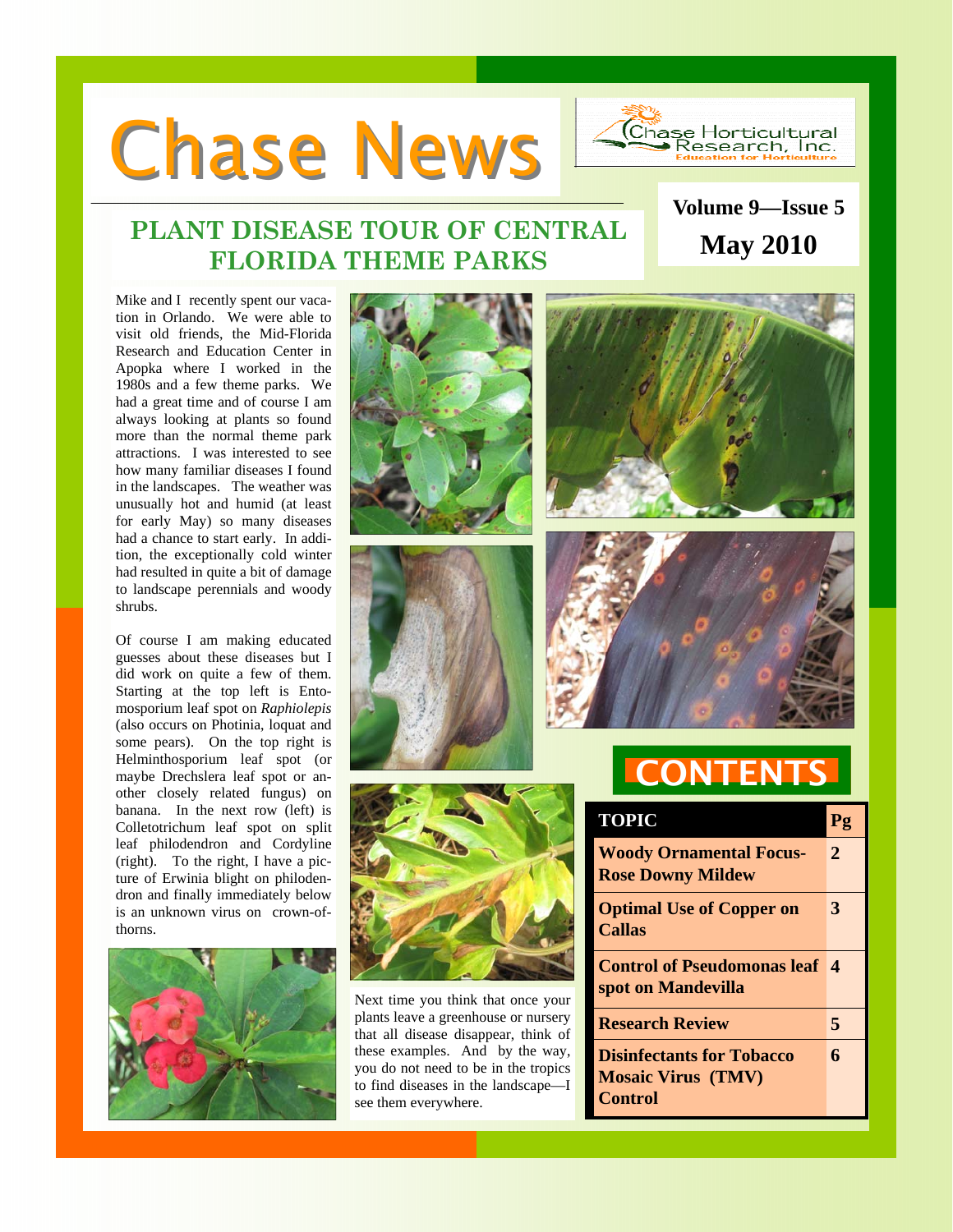# Chase News

Chase Horticultural Research, Inc.
Education for Horticulture

Volume 9—Issue 5

May 2010

## PLANT DISEASE TOUR OF CENTRAL FLORIDA THEME PARKS

Mike and I recently spent our vacation in Orlando. We were able to visit old friends, the Mid-Florida Research and Education Center in Apopka where I worked in the 1980s and a few theme parks. We had a great time and of course I am always looking at plants so found more than the normal theme park attractions. I was interested to see how many familiar diseases I found in the landscapes. The weather was unusually hot and humid (at least for early May) so many diseases had a chance to start early. In addition, the exceptionally cold winter had resulted in quite a bit of damage to landscape perennials and woody shrubs.

Of course I am making educated guesses about these diseases but I did work on quite a few of them. Starting at the top left is Entomosporium leaf spot on *Raphiolepis* (also occurs on Photinia, loquat and some pears). On the top right is Helminthosporium leaf spot (or maybe Drechslera leaf spot or another closely related fungus) on banana. In the next row (left) is Colletotrichum leaf spot on split leaf philodendron and Cordyline (right). To the right, I have a picture of Erwinia blight on philodendron and finally immediately below is an unknown virus on crown-of-thorns.

Next time you think that once your plants leave a greenhouse or nursery that all disease disappear, think of these examples. And by the way, you do not need to be in the tropics to find diseases in the landscape—I see them everywhere.

## CONTENTS

| TOPIC | Pg |
|---|---|
| **Woody Ornamental Focus-Rose Downy Mildew** | **2** |
| **Optimal Use of Copper on Callas** | **3** |
| **Control of Pseudomonas leaf spot on Mandevilla** | **4** |
| **Research Review** | **5** |
| **Disinfectants for Tobacco Mosaic Virus (TMV) Control** | **6** |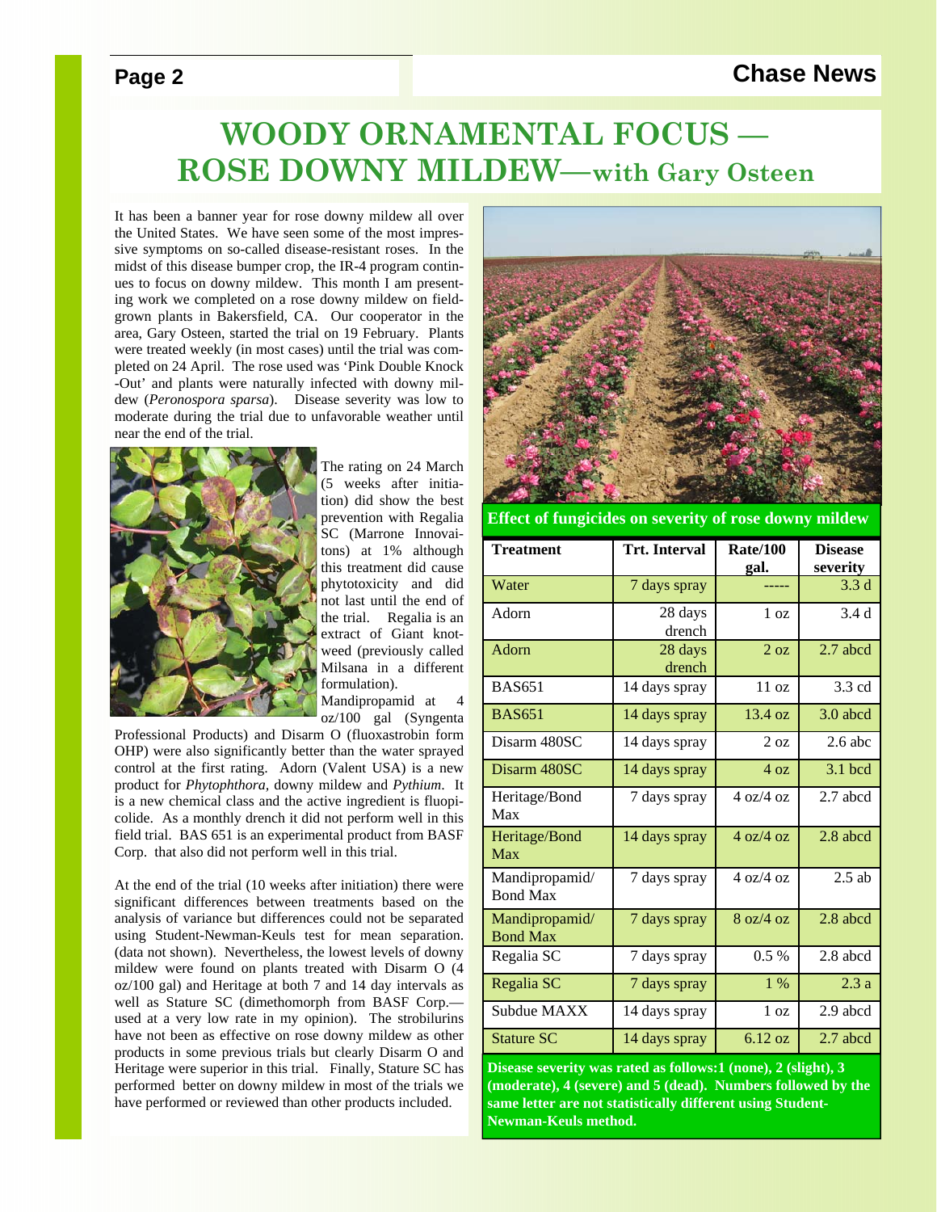# WOODY ORNAMENTAL FOCUS — ROSE DOWNY MILDEW—with Gary Osteen

It has been a banner year for rose downy mildew all over the United States. We have seen some of the most impressive symptoms on so-called disease-resistant roses. In the midst of this disease bumper crop, the IR-4 program continues to focus on downy mildew. This month I am presenting work we completed on a rose downy mildew on field-grown plants in Bakersfield, CA. Our cooperator in the area, Gary Osteen, started the trial on 19 February. Plants were treated weekly (in most cases) until the trial was completed on 24 April. The rose used was 'Pink Double Knock-Out' and plants were naturally infected with downy mildew (*Peronospora sparsa*). Disease severity was low to moderate during the trial due to unfavorable weather until near the end of the trial.

The rating on 24 March (5 weeks after initiation) did show the best prevention with Regalia SC (Marrone Innovaitons) at 1% although this treatment did cause phytotoxicity and did not last until the end of the trial. Regalia is an extract of Giant knotweed (previously called Milsana in a different formulation). Mandipropamid at 4 oz/100 gal (Syngenta Professional Products) and Disarm O (fluoxastrobin form OHP) were also significantly better than the water sprayed control at the first rating. Adorn (Valent USA) is a new product for *Phytophthora*, downy mildew and *Pythium*. It is a new chemical class and the active ingredient is fluopicolide. As a monthly drench it did not perform well in this field trial. BAS 651 is an experimental product from BASF Corp. that also did not perform well in this trial.

At the end of the trial (10 weeks after initiation) there were significant differences between treatments based on the analysis of variance but differences could not be separated using Student-Newman-Keuls test for mean separation. (data not shown). Nevertheless, the lowest levels of downy mildew were found on plants treated with Disarm O (4 oz/100 gal) and Heritage at both 7 and 14 day intervals as well as Stature SC (dimethomorph from BASF Corp.—used at a very low rate in my opinion). The strobilurins have not been as effective on rose downy mildew as other products in some previous trials but clearly Disarm O and Heritage were superior in this trial. Finally, Stature SC has performed better on downy mildew in most of the trials we have performed or reviewed than other products included.

**Effect of fungicides on severity of rose downy mildew**

| Treatment | Trt. Interval | Rate/100 gal. | Disease severity |
|---|---|---|---|
| Water | 7 days spray | ----- | 3.3 d |
| Adorn | 28 days drench | 1 oz | 3.4 d |
| Adorn | 28 days drench | 2 oz | 2.7 abcd |
| BAS651 | 14 days spray | 11 oz | 3.3 cd |
| BAS651 | 14 days spray | 13.4 oz | 3.0 abcd |
| Disarm 480SC | 14 days spray | 2 oz | 2.6 abc |
| Disarm 480SC | 14 days spray | 4 oz | 3.1 bcd |
| Heritage/Bond Max | 7 days spray | 4 oz/4 oz | 2.7 abcd |
| Heritage/Bond Max | 14 days spray | 4 oz/4 oz | 2.8 abcd |
| Mandipropamid/ Bond Max | 7 days spray | 4 oz/4 oz | 2.5 ab |
| Mandipropamid/ Bond Max | 7 days spray | 8 oz/4 oz | 2.8 abcd |
| Regalia SC | 7 days spray | 0.5 % | 2.8 abcd |
| Regalia SC | 7 days spray | 1 % | 2.3 a |
| Subdue MAXX | 14 days spray | 1 oz | 2.9 abcd |
| Stature SC | 14 days spray | 6.12 oz | 2.7 abcd |

**Disease severity was rated as follows:1 (none), 2 (slight), 3 (moderate), 4 (severe) and 5 (dead). Numbers followed by the same letter are not statistically different using Student-Newman-Keuls method.**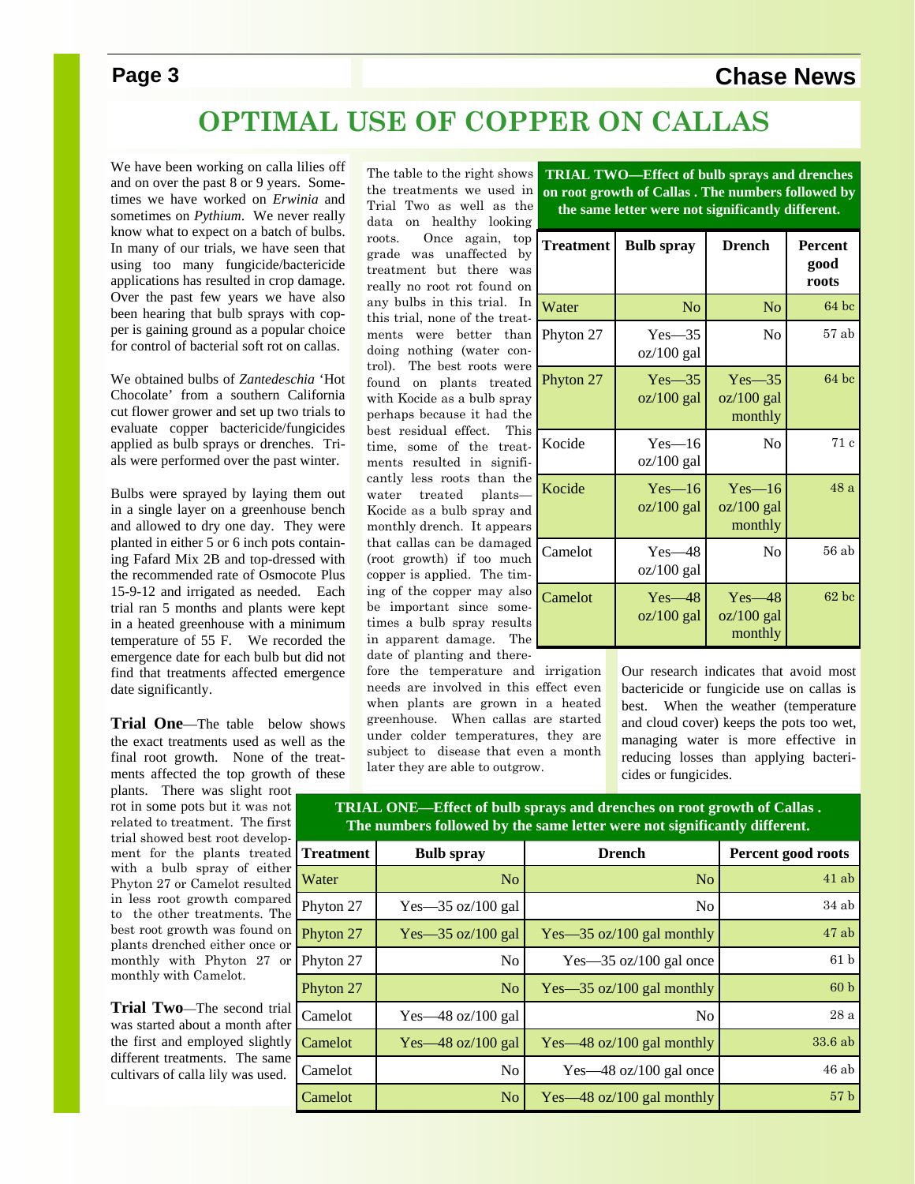# OPTIMAL USE OF COPPER ON CALLAS

We have been working on calla lilies off and on over the past 8 or 9 years. Sometimes we have worked on *Erwinia* and sometimes on *Pythium*. We never really know what to expect on a batch of bulbs. In many of our trials, we have seen that using too many fungicide/bactericide applications has resulted in crop damage. Over the past few years we have also been hearing that bulb sprays with copper is gaining ground as a popular choice for control of bacterial soft rot on callas.

We obtained bulbs of *Zantedeschia* 'Hot Chocolate' from a southern California cut flower grower and set up two trials to evaluate copper bactericide/fungicides applied as bulb sprays or drenches. Trials were performed over the past winter.

Bulbs were sprayed by laying them out in a single layer on a greenhouse bench and allowed to dry one day. They were planted in either 5 or 6 inch pots containing Fafard Mix 2B and top-dressed with the recommended rate of Osmocote Plus 15-9-12 and irrigated as needed. Each trial ran 5 months and plants were kept in a heated greenhouse with a minimum temperature of 55 F. We recorded the emergence date for each bulb but did not find that treatments affected emergence date significantly.

**Trial One**—The table below shows the exact treatments used as well as the final root growth. None of the treatments affected the top growth of these plants. There was slight root rot in some pots but it was not related to treatment. The first trial showed best root development for the plants treated with a bulb spray of either Phyton 27 or Camelot resulted in less root growth compared to the other treatments. The best root growth was found on plants drenched either once or monthly with Phyton 27 or monthly with Camelot.

**Trial Two**—The second trial was started about a month after the first and employed slightly different treatments. The same cultivars of calla lily was used.

The table to the right shows the treatments we used in Trial Two as well as the data on healthy looking roots. Once again, top grade was unaffected by treatment but there was really no root rot found on any bulbs in this trial. In this trial, none of the treatments were better than doing nothing (water control). The best roots were found on plants treated with Kocide as a bulb spray perhaps because it had the best residual effect. This time, some of the treatments resulted in significantly less roots than the water treated plants—Kocide as a bulb spray and monthly drench. It appears that callas can be damaged (root growth) if too much copper is applied. The timing of the copper may also be important since sometimes a bulb spray results in apparent damage. The date of planting and therefore the temperature and irrigation needs are involved in this effect even when plants are grown in a heated greenhouse. When callas are started under colder temperatures, they are subject to disease that even a month later they are able to outgrow.

**TRIAL TWO—Effect of bulb sprays and drenches on root growth of Callas . The numbers followed by the same letter were not significantly different.**

| Treatment | Bulb spray | Drench | Percent good roots |
|---|---|---|---|
| Water | No | No | 64 bc |
| Phyton 27 | Yes—35 oz/100 gal | No | 57 ab |
| Phyton 27 | Yes—35 oz/100 gal | Yes—35 oz/100 gal monthly | 64 bc |
| Kocide | Yes—16 oz/100 gal | No | 71 c |
| Kocide | Yes—16 oz/100 gal | Yes—16 oz/100 gal monthly | 48 a |
| Camelot | Yes—48 oz/100 gal | No | 56 ab |
| Camelot | Yes—48 oz/100 gal | Yes—48 oz/100 gal monthly | 62 bc |

Our research indicates that avoid most bactericide or fungicide use on callas is best. When the weather (temperature and cloud cover) keeps the pots too wet, managing water is more effective in reducing losses than applying bactericides or fungicides.

**TRIAL ONE—Effect of bulb sprays and drenches on root growth of Callas . The numbers followed by the same letter were not significantly different.**

| Treatment | Bulb spray | Drench | Percent good roots |
|---|---|---|---|
| Water | No | No | 41 ab |
| Phyton 27 | Yes—35 oz/100 gal | No | 34 ab |
| Phyton 27 | Yes—35 oz/100 gal | Yes—35 oz/100 gal monthly | 47 ab |
| Phyton 27 | No | Yes—35 oz/100 gal once | 61 b |
| Phyton 27 | No | Yes—35 oz/100 gal monthly | 60 b |
| Camelot | Yes—48 oz/100 gal | No | 28 a |
| Camelot | Yes—48 oz/100 gal | Yes—48 oz/100 gal monthly | 33.6 ab |
| Camelot | No | Yes—48 oz/100 gal once | 46 ab |
| Camelot | No | Yes—48 oz/100 gal monthly | 57 b |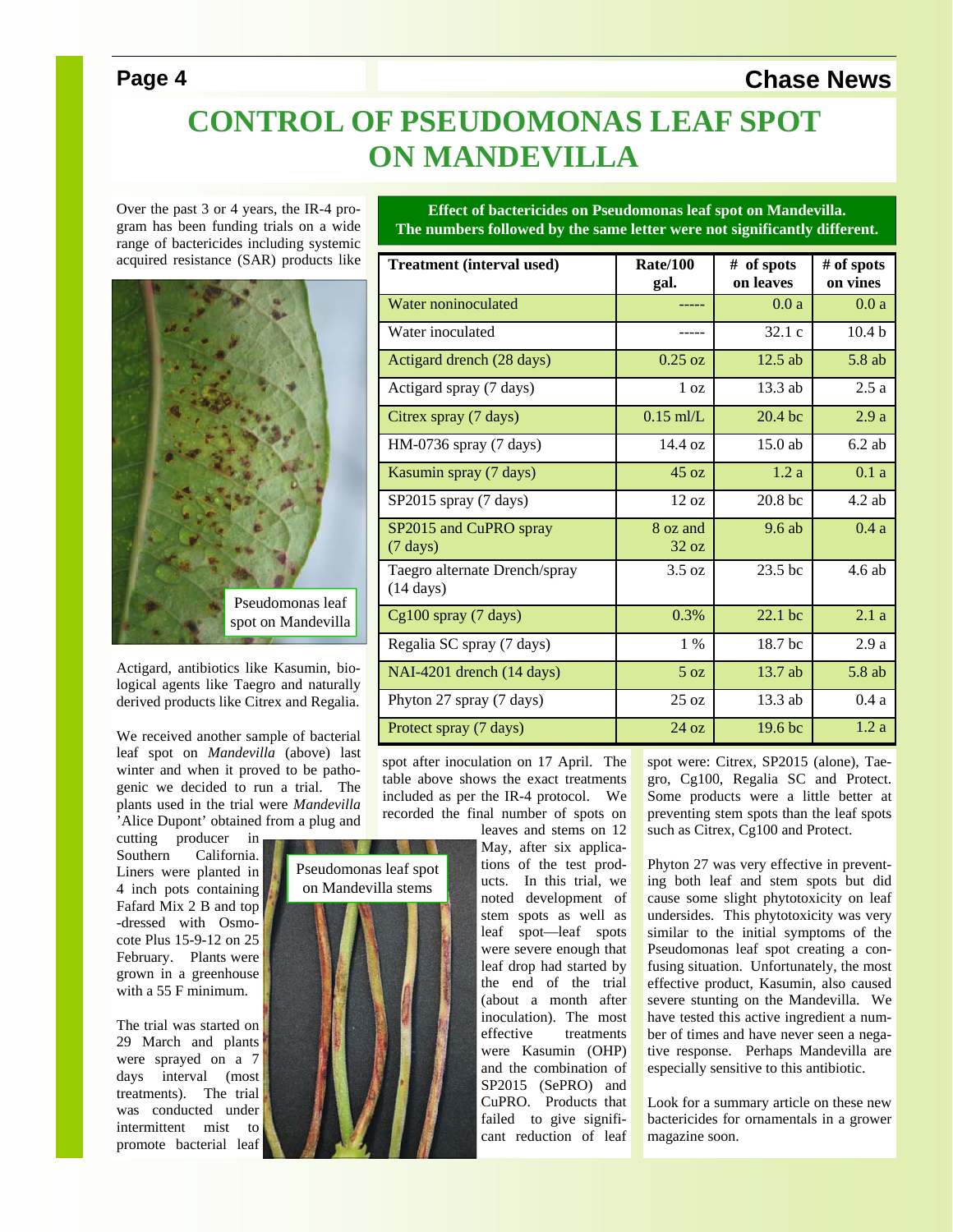# CONTROL OF PSEUDOMONAS LEAF SPOT ON MANDEVILLA

Over the past 3 or 4 years, the IR-4 program has been funding trials on a wide range of bactericides including systemic acquired resistance (SAR) products like Actigard, antibiotics like Kasumin, biological agents like Taegro and naturally derived products like Citrex and Regalia.

Pseudomonas leaf spot on Mandevilla

We received another sample of bacterial leaf spot on *Mandevilla* (above) last winter and when it proved to be pathogenic we decided to run a trial. The plants used in the trial were *Mandevilla* 'Alice Dupont' obtained from a plug and cutting producer in Southern California. Liners were planted in 4 inch pots containing Fafard Mix 2 B and top-dressed with Osmocote Plus 15-9-12 on 25 February. Plants were grown in a greenhouse with a 55 F minimum.

The trial was started on 29 March and plants were sprayed on a 7 days interval (most treatments). The trial was conducted under intermittent mist to promote bacterial leaf spot after inoculation on 17 April. The table above shows the exact treatments included as per the IR-4 protocol. We recorded the final number of spots on leaves and stems on 12 May, after six applications of the test products. In this trial, we noted development of stem spots as well as leaf spot—leaf spots were severe enough that leaf drop had started by the end of the trial (about a month after inoculation). The most effective treatments were Kasumin (OHP) and the combination of SP2015 (SePRO) and CuPRO. Products that failed to give significant reduction of leaf spot were: Citrex, SP2015 (alone), Taegro, Cg100, Regalia SC and Protect. Some products were a little better at preventing stem spots than the leaf spots such as Citrex, Cg100 and Protect.

Pseudomonas leaf spot on Mandevilla stems

**Effect of bactericides on Pseudomonas leaf spot on Mandevilla. The numbers followed by the same letter were not significantly different.**

| Treatment (interval used) | Rate/100 gal. | # of spots on leaves | # of spots on vines |
|---|---|---|---|
| Water noninoculated | ----- | 0.0 a | 0.0 a |
| Water inoculated | ----- | 32.1 c | 10.4 b |
| Actigard drench (28 days) | 0.25 oz | 12.5 ab | 5.8 ab |
| Actigard spray (7 days) | 1 oz | 13.3 ab | 2.5 a |
| Citrex spray (7 days) | 0.15 ml/L | 20.4 bc | 2.9 a |
| HM-0736 spray (7 days) | 14.4 oz | 15.0 ab | 6.2 ab |
| Kasumin spray (7 days) | 45 oz | 1.2 a | 0.1 a |
| SP2015 spray (7 days) | 12 oz | 20.8 bc | 4.2 ab |
| SP2015 and CuPRO spray (7 days) | 8 oz and 32 oz | 9.6 ab | 0.4 a |
| Taegro alternate Drench/spray (14 days) | 3.5 oz | 23.5 bc | 4.6 ab |
| Cg100 spray (7 days) | 0.3% | 22.1 bc | 2.1 a |
| Regalia SC spray (7 days) | 1 % | 18.7 bc | 2.9 a |
| NAI-4201 drench (14 days) | 5 oz | 13.7 ab | 5.8 ab |
| Phyton 27 spray (7 days) | 25 oz | 13.3 ab | 0.4 a |
| Protect spray (7 days) | 24 oz | 19.6 bc | 1.2 a |

Phyton 27 was very effective in preventing both leaf and stem spots but did cause some slight phytotoxicity on leaf undersides. This phytotoxicity was very similar to the initial symptoms of the Pseudomonas leaf spot creating a confusing situation. Unfortunately, the most effective product, Kasumin, also caused severe stunting on the Mandevilla. We have tested this active ingredient a number of times and have never seen a negative response. Perhaps Mandevilla are especially sensitive to this antibiotic.

Look for a summary article on these new bactericides for ornamentals in a grower magazine soon.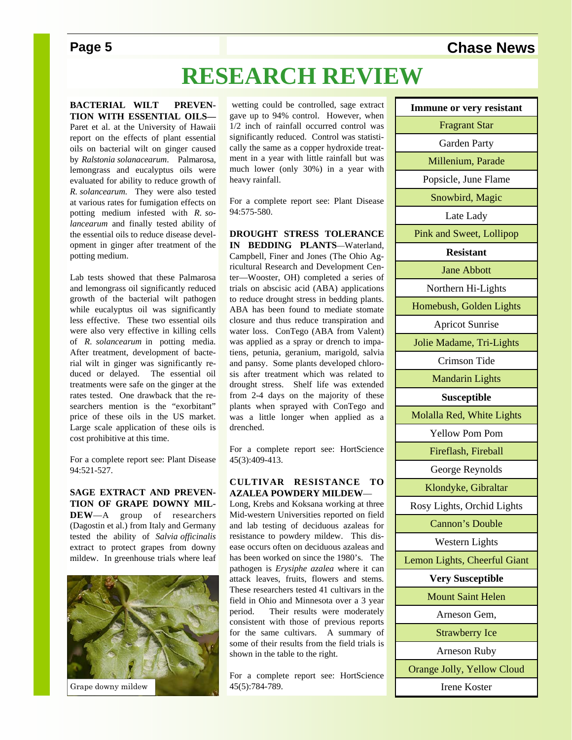# RESEARCH REVIEW

**BACTERIAL WILT PREVENTION WITH ESSENTIAL OILS—** Paret et al. at the University of Hawaii report on the effects of plant essential oils on bacterial wilt on ginger caused by *Ralstonia solanacearum*. Palmarosa, lemongrass and eucalyptus oils were evaluated for ability to reduce growth of *R. solancearum.* They were also tested at various rates for fumigation effects on potting medium infested with *R. solancearum* and finally tested ability of the essential oils to reduce disease development in ginger after treatment of the potting medium.

Lab tests showed that these Palmarosa and lemongrass oil significantly reduced growth of the bacterial wilt pathogen while eucalyptus oil was significantly less effective. These two essential oils were also very effective in killing cells of *R. solancearum* in potting media. After treatment, development of bacterial wilt in ginger was significantly reduced or delayed. The essential oil treatments were safe on the ginger at the rates tested. One drawback that the researchers mention is the "exorbitant" price of these oils in the US market. Large scale application of these oils is cost prohibitive at this time.

For a complete report see: Plant Disease 94:521-527.

**SAGE EXTRACT AND PREVENTION OF GRAPE DOWNY MILDEW**—A group of researchers (Dagostin et al.) from Italy and Germany tested the ability of *Salvia officinalis* extract to protect grapes from downy mildew. In greenhouse trials where leaf wetting could be controlled, sage extract gave up to 94% control. However, when 1/2 inch of rainfall occurred control was significantly reduced. Control was statistically the same as a copper hydroxide treatment in a year with little rainfall but was much lower (only 30%) in a year with heavy rainfall.

Grape downy mildew

For a complete report see: Plant Disease 94:575-580.

**DROUGHT STRESS TOLERANCE IN BEDDING PLANTS**—Waterland, Campbell, Finer and Jones (The Ohio Agricultural Research and Development Center—Wooster, OH) completed a series of trials on abscisic acid (ABA) applications to reduce drought stress in bedding plants. ABA has been found to mediate stomate closure and thus reduce transpiration and water loss. ConTego (ABA from Valent) was applied as a spray or drench to impatiens, petunia, geranium, marigold, salvia and pansy. Some plants developed chlorosis after treatment which was related to drought stress. Shelf life was extended from 2-4 days on the majority of these plants when sprayed with ConTego and was a little longer when applied as a drenched.

For a complete report see: HortScience 45(3):409-413.

**CULTIVAR RESISTANCE TO AZALEA POWDERY MILDEW**—Long, Krebs and Koksana working at three Mid-western Universities reported on field and lab testing of deciduous azaleas for resistance to powdery mildew. This disease occurs often on deciduous azaleas and has been worked on since the 1980's. The pathogen is *Erysiphe azalea* where it can attack leaves, fruits, flowers and stems. These researchers tested 41 cultivars in the field in Ohio and Minnesota over a 3 year period. Their results were moderately consistent with those of previous reports for the same cultivars. A summary of some of their results from the field trials is shown in the table to the right.

For a complete report see: HortScience 45(5):784-789.

| **Immune or very resistant** |
|---|
| Fragrant Star |
| Garden Party |
| Millenium, Parade |
| Popsicle, June Flame |
| Snowbird, Magic |
| Late Lady |
| Pink and Sweet, Lollipop |
| **Resistant** |
| Jane Abbott |
| Northern Hi-Lights |
| Homebush, Golden Lights |
| Apricot Sunrise |
| Jolie Madame, Tri-Lights |
| Crimson Tide |
| Mandarin Lights |
| **Susceptible** |
| Molalla Red, White Lights |
| Yellow Pom Pom |
| Fireflash, Fireball |
| George Reynolds |
| Klondyke, Gibraltar |
| Rosy Lights, Orchid Lights |
| Cannon's Double |
| Western Lights |
| Lemon Lights, Cheerful Giant |
| **Very Susceptible** |
| Mount Saint Helen |
| Arneson Gem, |
| Strawberry Ice |
| Arneson Ruby |
| Orange Jolly, Yellow Cloud |
| Irene Koster |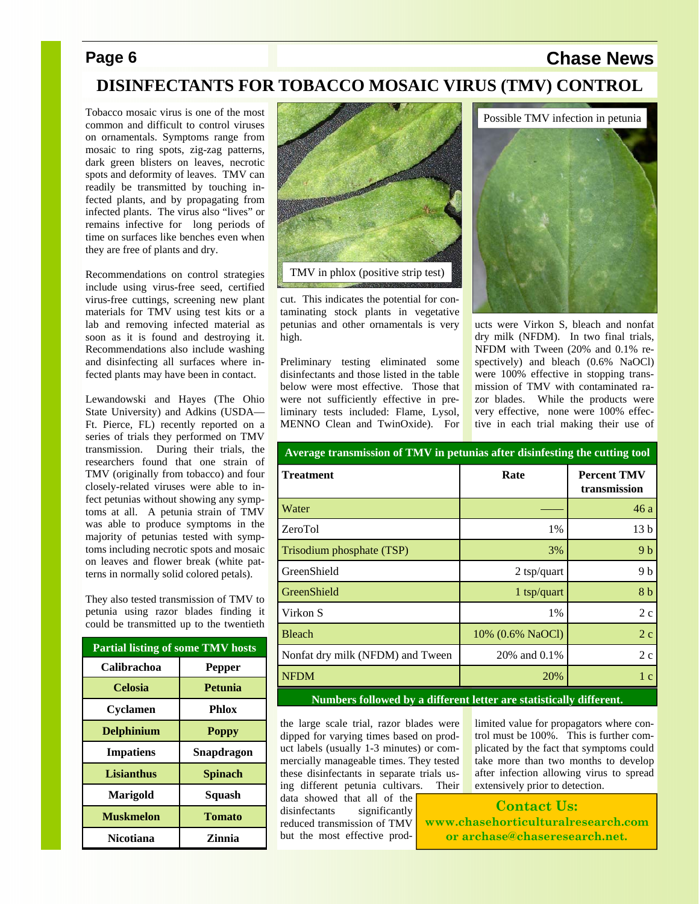# DISINFECTANTS FOR TOBACCO MOSAIC VIRUS (TMV) CONTROL

Tobacco mosaic virus is one of the most common and difficult to control viruses on ornamentals. Symptoms range from mosaic to ring spots, zig-zag patterns, dark green blisters on leaves, necrotic spots and deformity of leaves. TMV can readily be transmitted by touching infected plants, and by propagating from infected plants. The virus also "lives" or remains infective for long periods of time on surfaces like benches even when they are free of plants and dry.

Recommendations on control strategies include using virus-free seed, certified virus-free cuttings, screening new plant materials for TMV using test kits or a lab and removing infected material as soon as it is found and destroying it. Recommendations also include washing and disinfecting all surfaces where infected plants may have been in contact.

Lewandowski and Hayes (The Ohio State University) and Adkins (USDA—Ft. Pierce, FL) recently reported on a series of trials they performed on TMV transmission. During their trials, the researchers found that one strain of TMV (originally from tobacco) and four closely-related viruses were able to infect petunias without showing any symptoms at all. A petunia strain of TMV was able to produce symptoms in the majority of petunias tested with symptoms including necrotic spots and mosaic on leaves and flower break (white patterns in normally solid colored petals).

They also tested transmission of TMV to petunia using razor blades finding it could be transmitted up to the twentieth cut. This indicates the potential for contaminating stock plants in vegetative petunias and other ornamentals is very high.

TMV in phlox (positive strip test)

Possible TMV infection in petunia

Preliminary testing eliminated some disinfectants and those listed in the table below were most effective. Those that were not sufficiently effective in preliminary tests included: Flame, Lysol, MENNO Clean and TwinOxide). For the large scale trial, razor blades were dipped for varying times based on product labels (usually 1-3 minutes) or commercially manageable times. They tested these disinfectants in separate trials using different petunia cultivars. Their data showed that all of the disinfectants significantly reduced transmission of TMV but the most effective products were Virkon S, bleach and nonfat dry milk (NFDM). In two final trials, NFDM with Tween (20% and 0.1% respectively) and bleach (0.6% NaOCl) were 100% effective in stopping transmission of TMV with contaminated razor blades. While the products were very effective, none were 100% effective in each trial making their use of limited value for propagators where control must be 100%. This is further complicated by the fact that symptoms could take more than two months to develop after infection allowing virus to spread extensively prior to detection.

**Partial listing of some TMV hosts**

| | |
|---|---|
| Calibrachoa | Pepper |
| Celosia | Petunia |
| Cyclamen | Phlox |
| Delphinium | Poppy |
| Impatiens | Snapdragon |
| Lisianthus | Spinach |
| Marigold | Squash |
| Muskmelon | Tomato |
| Nicotiana | Zinnia |

**Average transmission of TMV in petunias after disinfesting the cutting tool**

| Treatment | Rate | Percent TMV transmission |
|---|---|---|
| Water | —— | 46 a |
| ZeroTol | 1% | 13 b |
| Trisodium phosphate (TSP) | 3% | 9 b |
| GreenShield | 2 tsp/quart | 9 b |
| GreenShield | 1 tsp/quart | 8 b |
| Virkon S | 1% | 2 c |
| Bleach | 10% (0.6% NaOCl) | 2 c |
| Nonfat dry milk (NFDM) and Tween | 20% and 0.1% | 2 c |
| NFDM | 20% | 1 c |

**Numbers followed by a different letter are statistically different.**

**Contact Us:**
**www.chasehorticulturalresearch.com or archase@chaseresearch.net.**